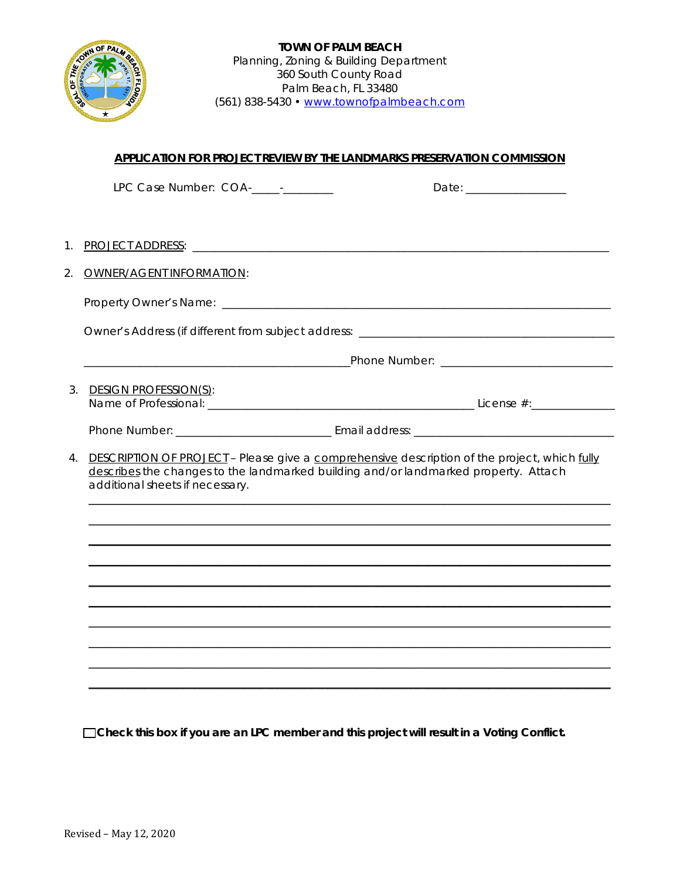**TOWN OF PALM BEACH**
Planning, Zoning & Building Department
360 South County Road
Palm Beach, FL 33480
(561) 838-5430 • www.townofpalmbeach.com

## APPLICATION FOR PROJECT REVIEW BY THE LANDMARKS PRESERVATION COMMISSION

LPC Case Number: COA-_____-_________ Date: _________________

1. PROJECT ADDRESS: ______________________________________________________________________

2. OWNER/AGENT INFORMATION:

   Property Owner's Name: _________________________________________________________________

   Owner's Address (if different from subject address: ________________________________________

   ___________________________________________Phone Number: ___________________________

3. DESIGN PROFESSION(S):
   Name of Professional: ___________________________________________ License #:_____________

   Phone Number: _________________________ Email address: _______________________________

4. DESCRIPTION OF PROJECT – Please give a comprehensive description of the project, which fully describes the changes to the landmarked building and/or landmarked property. Attach additional sheets if necessary.

   ______________________________________________________________________________________

   ______________________________________________________________________________________

   ______________________________________________________________________________________

   ______________________________________________________________________________________

   ______________________________________________________________________________________

   ______________________________________________________________________________________

   ______________________________________________________________________________________

   ______________________________________________________________________________________

   ______________________________________________________________________________________

   ______________________________________________________________________________________

☐ **Check this box if you are an LPC member and this project will result in a Voting Conflict.**

Revised – May 12, 2020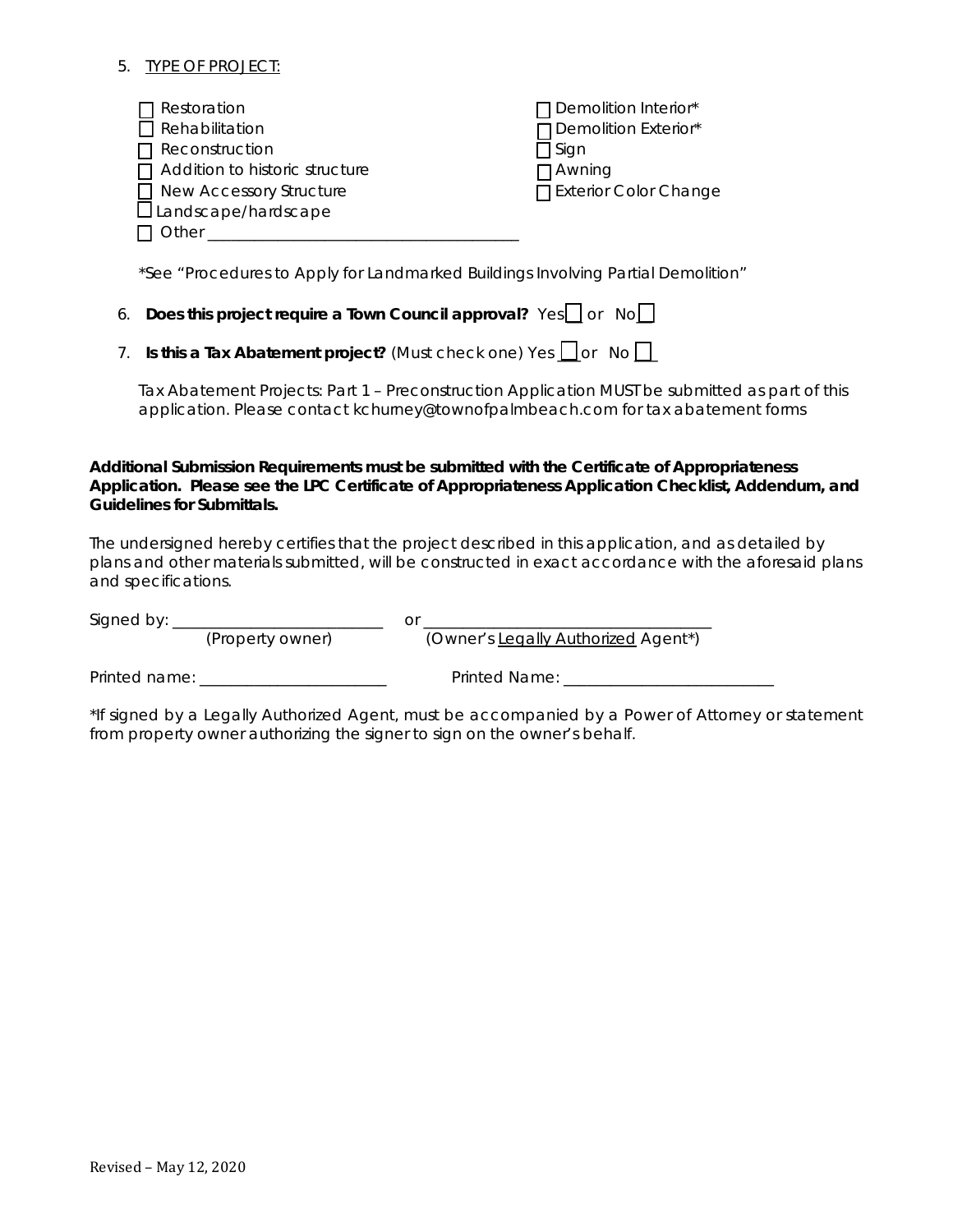5. TYPE OF PROJECT:

- [ ] Restoration
- [ ] Rehabilitation
- [ ] Reconstruction
- [ ] Addition to historic structure
- [ ] New Accessory Structure
- [ ] Landscape/hardscape
- [ ] Other ______________________________________
- [ ] Demolition Interior*
- [ ] Demolition Exterior*
- [ ] Sign
- [ ] Awning
- [ ] Exterior Color Change

*See "Procedures to Apply for Landmarked Buildings Involving Partial Demolition"

6. **Does this project require a Town Council approval?** Yes ☐ or No ☐

7. **Is this a Tax Abatement project?** (Must check one) Yes ☐ or No ☐

Tax Abatement Projects: Part 1 – Preconstruction Application MUST be submitted as part of this application. Please contact kchurney@townofpalmbeach.com for tax abatement forms

**Additional Submission Requirements must be submitted with the Certificate of Appropriateness Application. Please see the LPC Certificate of Appropriateness Application Checklist, Addendum, and Guidelines for Submittals.**

The undersigned hereby certifies that the project described in this application, and as detailed by plans and other materials submitted, will be constructed in exact accordance with the aforesaid plans and specifications.

Signed by: __________________________ or ___________________________________
(Property owner) (Owner's Legally Authorized Agent*)

Printed name: ________________________ Printed Name: __________________________

*If signed by a Legally Authorized Agent, must be accompanied by a Power of Attorney or statement from property owner authorizing the signer to sign on the owner's behalf.

Revised – May 12, 2020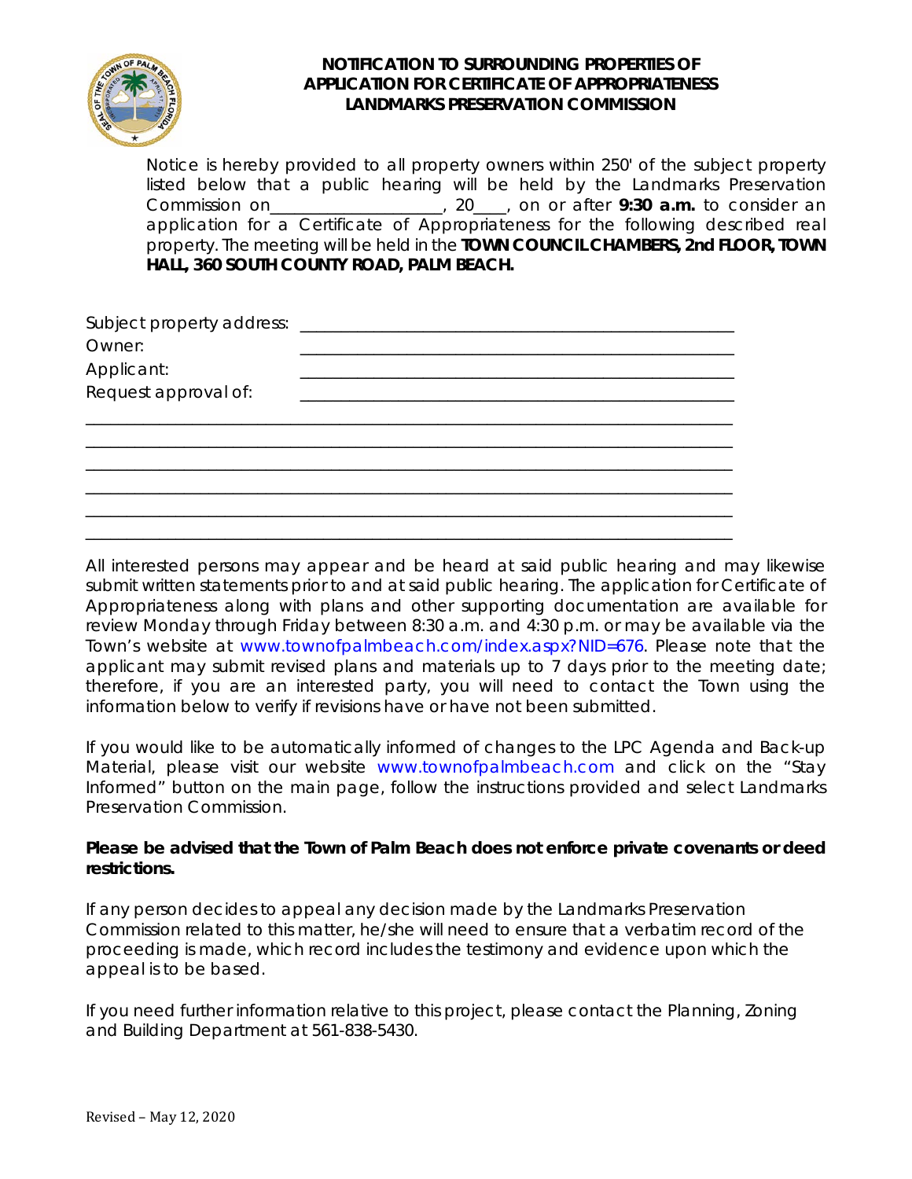# NOTIFICATION TO SURROUNDING PROPERTIES OF APPLICATION FOR CERTIFICATE OF APPROPRIATENESS LANDMARKS PRESERVATION COMMISSION

Notice is hereby provided to all property owners within 250' of the subject property listed below that a public hearing will be held by the Landmarks Preservation Commission on____________________, 20____, on or after **9:30 a.m.** to consider an application for a Certificate of Appropriateness for the following described real property. The meeting will be held in the **TOWN COUNCIL CHAMBERS, 2nd FLOOR, TOWN HALL, 360 SOUTH COUNTY ROAD, PALM BEACH.**

Subject property address: ____________________________________________________

Owner: ____________________________________________________

Applicant: ____________________________________________________

Request approval of: ____________________________________________________

____________________________________________________________________________

____________________________________________________________________________

____________________________________________________________________________

____________________________________________________________________________

____________________________________________________________________________

____________________________________________________________________________

All interested persons may appear and be heard at said public hearing and may likewise submit written statements prior to and at said public hearing. The application for Certificate of Appropriateness along with plans and other supporting documentation are available for review Monday through Friday between 8:30 a.m. and 4:30 p.m. or may be available via the Town's website at www.townofpalmbeach.com/index.aspx?NID=676. Please note that the applicant may submit revised plans and materials up to 7 days prior to the meeting date; therefore, if you are an interested party, you will need to contact the Town using the information below to verify if revisions have or have not been submitted.

If you would like to be automatically informed of changes to the LPC Agenda and Back-up Material, please visit our website www.townofpalmbeach.com and click on the "Stay Informed" button on the main page, follow the instructions provided and select Landmarks Preservation Commission.

**Please be advised that the Town of Palm Beach does not enforce private covenants or deed restrictions.**

If any person decides to appeal any decision made by the Landmarks Preservation Commission related to this matter, he/she will need to ensure that a verbatim record of the proceeding is made, which record includes the testimony and evidence upon which the appeal is to be based.

If you need further information relative to this project, please contact the Planning, Zoning and Building Department at 561-838-5430.

Revised – May 12, 2020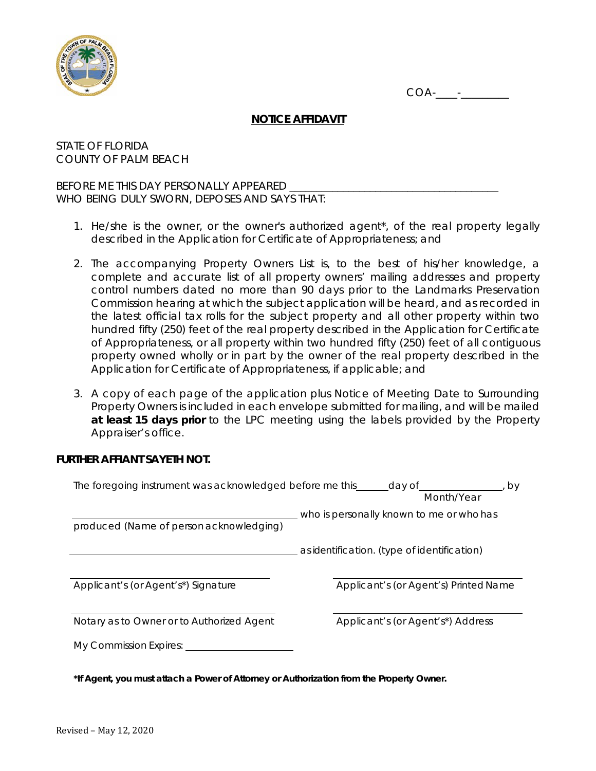COA-____-________

## NOTICE AFFIDAVIT

STATE OF FLORIDA
COUNTY OF PALM BEACH

BEFORE ME THIS DAY PERSONALLY APPEARED ______________________________________
WHO BEING DULY SWORN, DEPOSES AND SAYS THAT:

1. He/she is the owner, or the owner's authorized agent*, of the real property legally described in the Application for Certificate of Appropriateness; and

2. The accompanying Property Owners List is, to the best of his/her knowledge, a complete and accurate list of all property owners' mailing addresses and property control numbers dated no more than 90 days prior to the Landmarks Preservation Commission hearing at which the subject application will be heard, and as recorded in the latest official tax rolls for the subject property and all other property within two hundred fifty (250) feet of the real property described in the Application for Certificate of Appropriateness, or all property within two hundred fifty (250) feet of all contiguous property owned wholly or in part by the owner of the real property described in the Application for Certificate of Appropriateness, if applicable; and

3. A copy of each page of the application plus Notice of Meeting Date to Surrounding Property Owners is included in each envelope submitted for mailing, and will be mailed **at least 15 days prior** to the LPC meeting using the labels provided by the Property Appraiser's office.

**FURTHER AFFIANT SAYETH NOT.**

The foregoing instrument was acknowledged before me this______day of________________, by
Month/Year

________________________________________ who is personally known to me or who has
produced (Name of person acknowledging)

________________________________________ as identification. (type of identification)

____________________________________
Applicant's (or Agent's*) Signature

____________________________________
Applicant's (or Agent's) Printed Name

____________________________________
Notary as to Owner or to Authorized Agent

____________________________________
Applicant's (or Agent's*) Address

My Commission Expires: ____________________

***If Agent, you must attach a Power of Attorney or Authorization from the Property Owner.**

Revised – May 12, 2020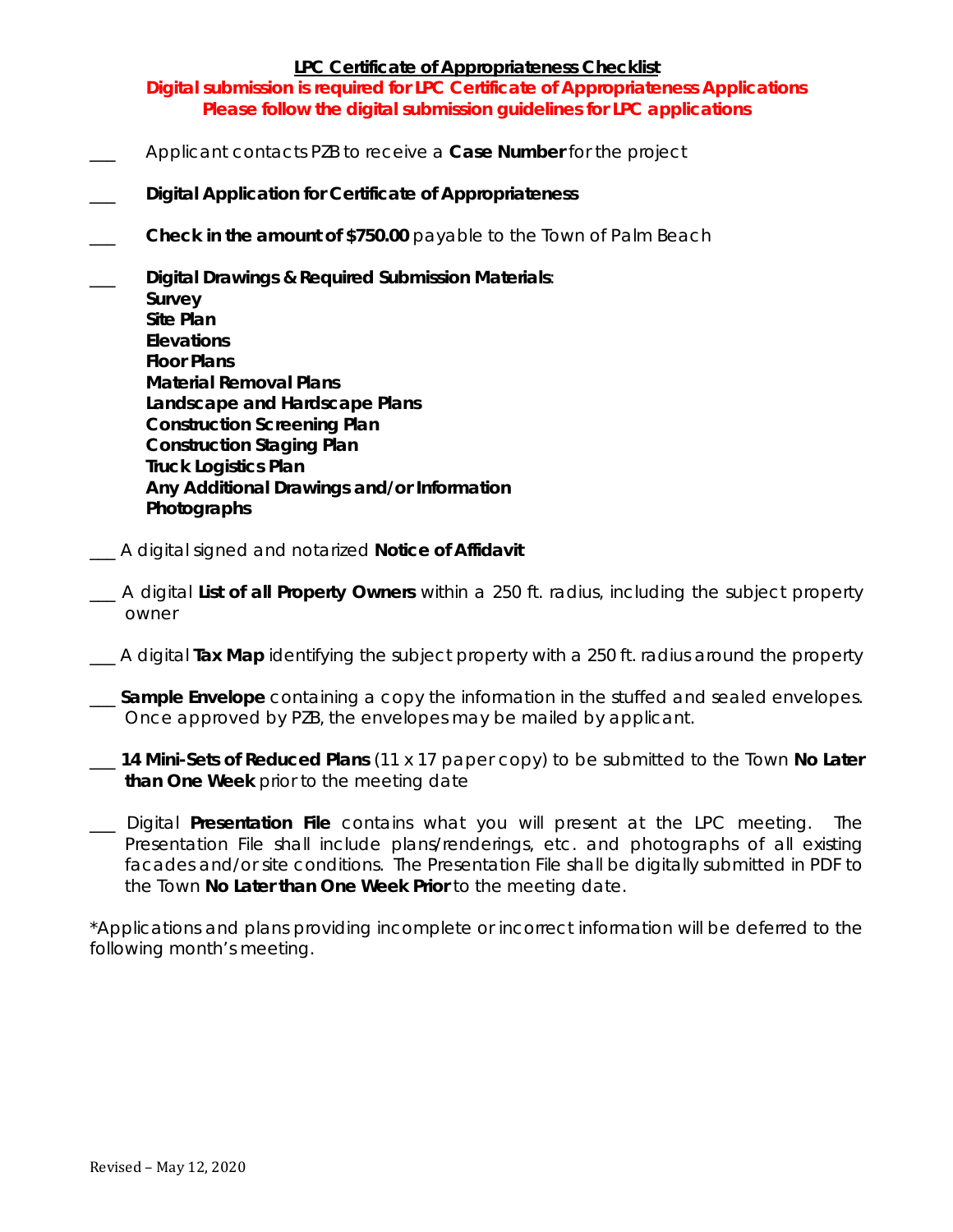## LPC Certificate of Appropriateness Checklist

**Digital submission is required for LPC Certificate of Appropriateness Applications**
**Please follow the digital submission guidelines for LPC applications**

- ___ Applicant contacts PZB to receive a **Case Number** for the project
- ___ **Digital Application for Certificate of Appropriateness**
- ___ **Check in the amount of $750.00** payable to the Town of Palm Beach
- ___ **Digital Drawings & Required Submission Materials**:
  **Survey**
  **Site Plan**
  **Elevations**
  **Floor Plans**
  **Material Removal Plans**
  **Landscape and Hardscape Plans**
  **Construction Screening Plan**
  **Construction Staging Plan**
  **Truck Logistics Plan**
  **Any Additional Drawings and/or Information**
  **Photographs**
- ___ A digital signed and notarized **Notice of Affidavit**
- ___ A digital **List of all Property Owners** within a 250 ft. radius, including the subject property owner
- ___ A digital **Tax Map** identifying the subject property with a 250 ft. radius around the property
- ___ **Sample Envelope** containing a copy the information in the stuffed and sealed envelopes. Once approved by PZB, the envelopes may be mailed by applicant.
- ___ **14 Mini-Sets of Reduced Plans** (11 x 17 paper copy) to be submitted to the Town **No Later than One Week** prior to the meeting date
- ___ Digital **Presentation File** contains what you will present at the LPC meeting. The Presentation File shall include plans/renderings, etc. and photographs of all existing facades and/or site conditions. The Presentation File shall be digitally submitted in PDF to the Town **No Later than One Week Prior** to the meeting date.

*Applications and plans providing incomplete or incorrect information will be deferred to the following month's meeting.

Revised – May 12, 2020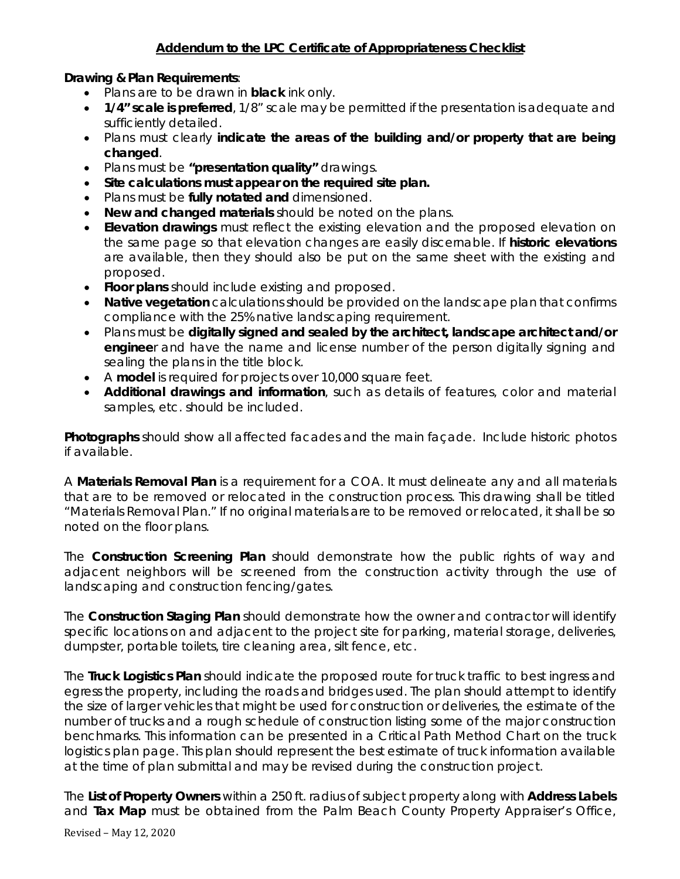## Addendum to the LPC Certificate of Appropriateness Checklist

**Drawing & Plan Requirements**:

- Plans are to be drawn in **black** ink only.
- **1/4" scale is preferred**, 1/8" scale may be permitted if the presentation is adequate and sufficiently detailed.
- Plans must clearly **indicate the areas of the building and/or property that are being changed**.
- Plans must be **"presentation quality"** drawings.
- **Site calculations must appear on the required site plan.**
- Plans must be **fully notated and** dimensioned.
- **New and changed materials** should be noted on the plans.
- **Elevation drawings** must reflect the existing elevation and the proposed elevation on the same page so that elevation changes are easily discernable. If **historic elevations** are available, then they should also be put on the same sheet with the existing and proposed.
- **Floor plans** should include existing and proposed.
- **Native vegetation** calculations should be provided on the landscape plan that confirms compliance with the 25% native landscaping requirement.
- Plans must be **digitally signed and sealed by the architect, landscape architect and/or enginee**r and have the name and license number of the person digitally signing and sealing the plans in the title block.
- A **model** is required for projects over 10,000 square feet.
- **Additional drawings and information**, such as details of features, color and material samples, etc. should be included.

**Photographs** should show all affected facades and the main façade. Include historic photos if available.

A **Materials Removal Plan** is a requirement for a COA. It must delineate any and all materials that are to be removed or relocated in the construction process. This drawing shall be titled "Materials Removal Plan." If no original materials are to be removed or relocated, it shall be so noted on the floor plans.

The **Construction Screening Plan** should demonstrate how the public rights of way and adjacent neighbors will be screened from the construction activity through the use of landscaping and construction fencing/gates.

The **Construction Staging Plan** should demonstrate how the owner and contractor will identify specific locations on and adjacent to the project site for parking, material storage, deliveries, dumpster, portable toilets, tire cleaning area, silt fence, etc.

The **Truck Logistics Plan** should indicate the proposed route for truck traffic to best ingress and egress the property, including the roads and bridges used. The plan should attempt to identify the size of larger vehicles that might be used for construction or deliveries, the estimate of the number of trucks and a rough schedule of construction listing some of the major construction benchmarks. This information can be presented in a Critical Path Method Chart on the truck logistics plan page. This plan should represent the best estimate of truck information available at the time of plan submittal and may be revised during the construction project.

The **List of Property Owners** within a 250 ft. radius of subject property along with **Address Labels** and **Tax Map** must be obtained from the Palm Beach County Property Appraiser's Office,

Revised – May 12, 2020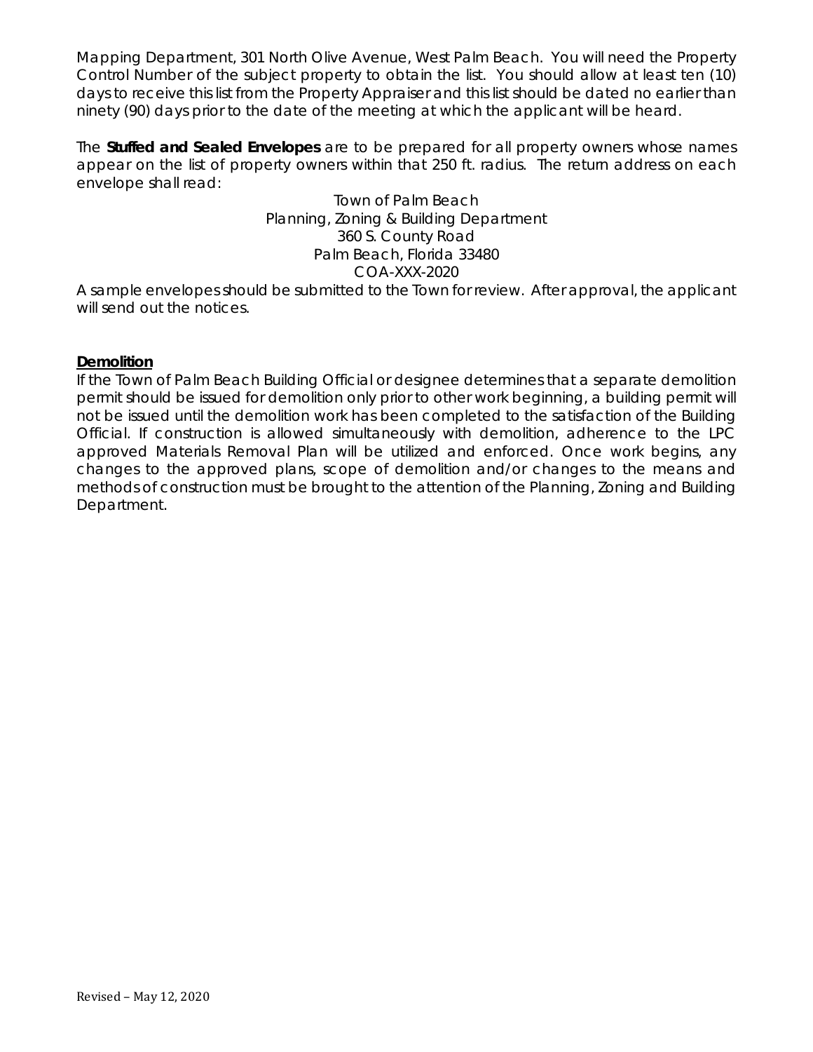Mapping Department, 301 North Olive Avenue, West Palm Beach. You will need the Property Control Number of the subject property to obtain the list. You should allow at least ten (10) days to receive this list from the Property Appraiser and this list should be dated no earlier than ninety (90) days prior to the date of the meeting at which the applicant will be heard.

The **Stuffed and Sealed Envelopes** are to be prepared for all property owners whose names appear on the list of property owners within that 250 ft. radius. The return address on each envelope shall read:

Town of Palm Beach
Planning, Zoning & Building Department
360 S. County Road
Palm Beach, Florida 33480
COA-XXX-2020

A sample envelopes should be submitted to the Town for review. After approval, the applicant will send out the notices.

**Demolition**

If the Town of Palm Beach Building Official or designee determines that a separate demolition permit should be issued for demolition only prior to other work beginning, a building permit will not be issued until the demolition work has been completed to the satisfaction of the Building Official. If construction is allowed simultaneously with demolition, adherence to the LPC approved Materials Removal Plan will be utilized and enforced. Once work begins, any changes to the approved plans, scope of demolition and/or changes to the means and methods of construction must be brought to the attention of the Planning, Zoning and Building Department.

Revised – May 12, 2020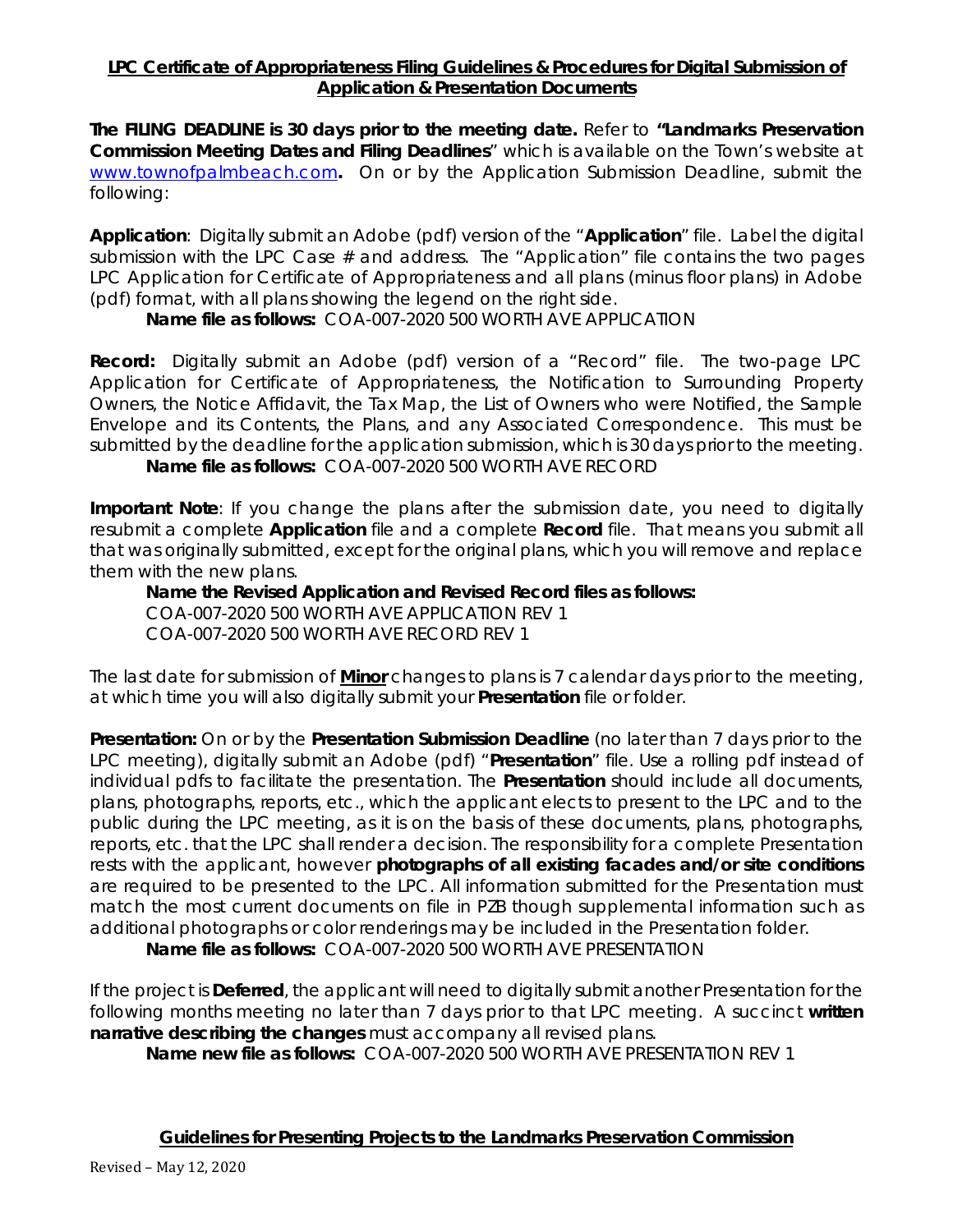**LPC Certificate of Appropriateness Filing Guidelines & Procedures for Digital Submission of Application & Presentation Documents**

**The FILING DEADLINE is 30 days prior to the meeting date.** Refer to **"Landmarks Preservation Commission Meeting Dates and Filing Deadlines**" which is available on the Town's website at [www.townofpalmbeach.com](www.townofpalmbeach.com)**.** On or by the Application Submission Deadline, submit the following:

**Application**: Digitally submit an Adobe (pdf) version of the "**Application**" file. Label the digital submission with the LPC Case # and address. The "Application" file contains the two pages LPC Application for Certificate of Appropriateness and all plans (minus floor plans) in Adobe (pdf) format, with all plans showing the legend on the right side.

**Name file as follows:** COA-007-2020 500 WORTH AVE APPLICATION

**Record:** Digitally submit an Adobe (pdf) version of a "Record" file. The two-page LPC Application for Certificate of Appropriateness, the Notification to Surrounding Property Owners, the Notice Affidavit, the Tax Map, the List of Owners who were Notified, the Sample Envelope and its Contents, the Plans, and any Associated Correspondence. This must be submitted by the deadline for the application submission, which is 30 days prior to the meeting.

**Name file as follows:** COA-007-2020 500 WORTH AVE RECORD

**Important Note**: If you change the plans after the submission date, you need to digitally resubmit a complete **Application** file and a complete **Record** file. That means you submit all that was originally submitted, except for the original plans, which you will remove and replace them with the new plans.

**Name the Revised Application and Revised Record files as follows:**
COA-007-2020 500 WORTH AVE APPLICATION REV 1
COA-007-2020 500 WORTH AVE RECORD REV 1

The last date for submission of **Minor** changes to plans is 7 calendar days prior to the meeting, at which time you will also digitally submit your **Presentation** file or folder.

**Presentation:** On or by the **Presentation Submission Deadline** (no later than 7 days prior to the LPC meeting), digitally submit an Adobe (pdf) "**Presentation**" file. Use a rolling pdf instead of individual pdfs to facilitate the presentation. The **Presentation** should include all documents, plans, photographs, reports, etc., which the applicant elects to present to the LPC and to the public during the LPC meeting, as it is on the basis of these documents, plans, photographs, reports, etc. that the LPC shall render a decision. The responsibility for a complete Presentation rests with the applicant, however **photographs of all existing facades and/or site conditions** are required to be presented to the LPC. All information submitted for the Presentation must match the most current documents on file in PZB though supplemental information such as additional photographs or color renderings may be included in the Presentation folder.

**Name file as follows:** COA-007-2020 500 WORTH AVE PRESENTATION

If the project is **Deferred**, the applicant will need to digitally submit another Presentation for the following months meeting no later than 7 days prior to that LPC meeting. A succinct **written narrative describing the changes** must accompany all revised plans.

**Name new file as follows:** COA-007-2020 500 WORTH AVE PRESENTATION REV 1

**Guidelines for Presenting Projects to the Landmarks Preservation Commission**

Revised – May 12, 2020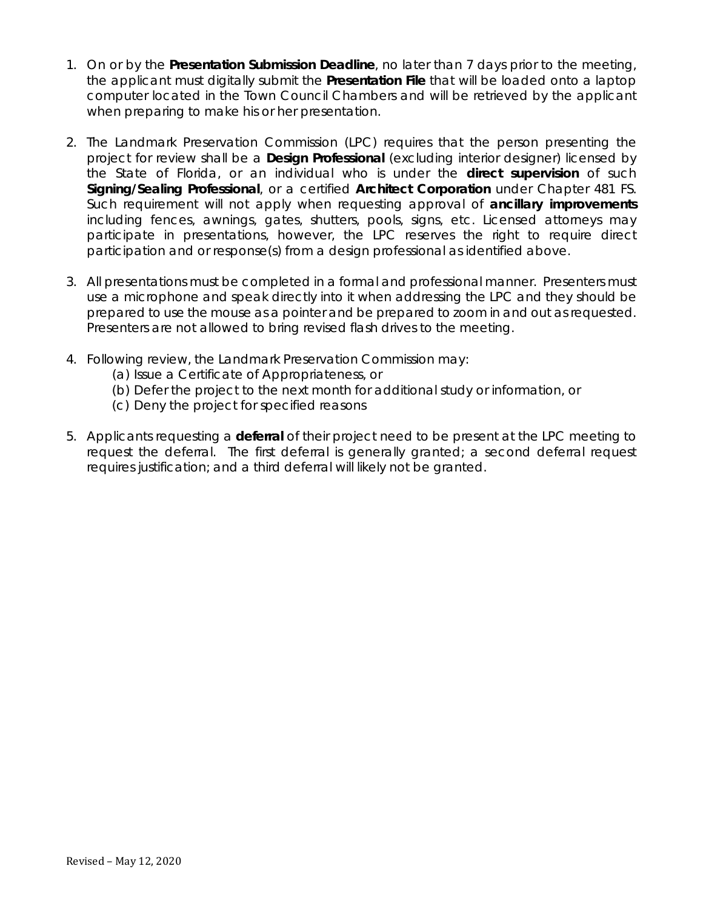1. On or by the **Presentation Submission Deadline**, no later than 7 days prior to the meeting, the applicant must digitally submit the **Presentation File** that will be loaded onto a laptop computer located in the Town Council Chambers and will be retrieved by the applicant when preparing to make his or her presentation.

2. The Landmark Preservation Commission (LPC) requires that the person presenting the project for review shall be a **Design Professional** (excluding interior designer) licensed by the State of Florida, or an individual who is under the **direct supervision** of such **Signing/Sealing Professional**, or a certified **Architect Corporation** under Chapter 481 FS. Such requirement will not apply when requesting approval of **ancillary improvements** including fences, awnings, gates, shutters, pools, signs, etc. Licensed attorneys may participate in presentations, however, the LPC reserves the right to require direct participation and or response(s) from a design professional as identified above.

3. All presentations must be completed in a formal and professional manner. Presenters must use a microphone and speak directly into it when addressing the LPC and they should be prepared to use the mouse as a pointer and be prepared to zoom in and out as requested. Presenters are not allowed to bring revised flash drives to the meeting.

4. Following review, the Landmark Preservation Commission may:
   - (a) Issue a Certificate of Appropriateness, or
   - (b) Defer the project to the next month for additional study or information, or
   - (c) Deny the project for specified reasons

5. Applicants requesting a **deferral** of their project need to be present at the LPC meeting to request the deferral. The first deferral is generally granted; a second deferral request requires justification; and a third deferral will likely not be granted.

Revised – May 12, 2020